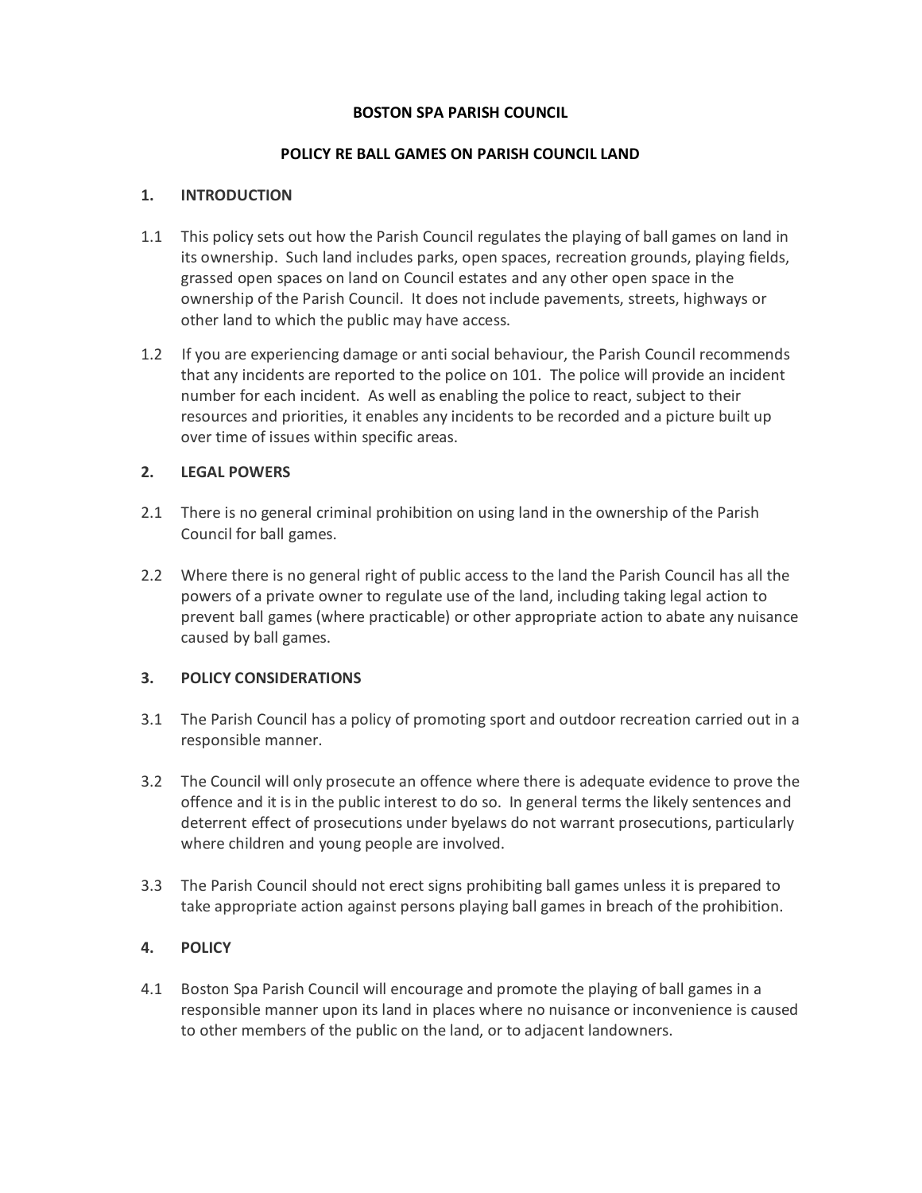# BOSTON SPA PARISH COUNCIL

## POLICY RE BALL GAMES ON PARISH COUNCIL LAND

### 1. INTRODUCTION

1.1 This policy sets out how the Parish Council regulates the playing of ball games on land in its ownership. Such land includes parks, open spaces, recreation grounds, playing fields, grassed open spaces on land on Council estates and any other open space in the ownership of the Parish Council. It does not include pavements, streets, highways or other land to which the public may have access.

1.2 If you are experiencing damage or anti social behaviour, the Parish Council recommends that any incidents are reported to the police on 101. The police will provide an incident number for each incident. As well as enabling the police to react, subject to their resources and priorities, it enables any incidents to be recorded and a picture built up over time of issues within specific areas.

### 2. LEGAL POWERS

2.1 There is no general criminal prohibition on using land in the ownership of the Parish Council for ball games.

2.2 Where there is no general right of public access to the land the Parish Council has all the powers of a private owner to regulate use of the land, including taking legal action to prevent ball games (where practicable) or other appropriate action to abate any nuisance caused by ball games.

### 3. POLICY CONSIDERATIONS

3.1 The Parish Council has a policy of promoting sport and outdoor recreation carried out in a responsible manner.

3.2 The Council will only prosecute an offence where there is adequate evidence to prove the offence and it is in the public interest to do so. In general terms the likely sentences and deterrent effect of prosecutions under byelaws do not warrant prosecutions, particularly where children and young people are involved.

3.3 The Parish Council should not erect signs prohibiting ball games unless it is prepared to take appropriate action against persons playing ball games in breach of the prohibition.

### 4. POLICY

4.1 Boston Spa Parish Council will encourage and promote the playing of ball games in a responsible manner upon its land in places where no nuisance or inconvenience is caused to other members of the public on the land, or to adjacent landowners.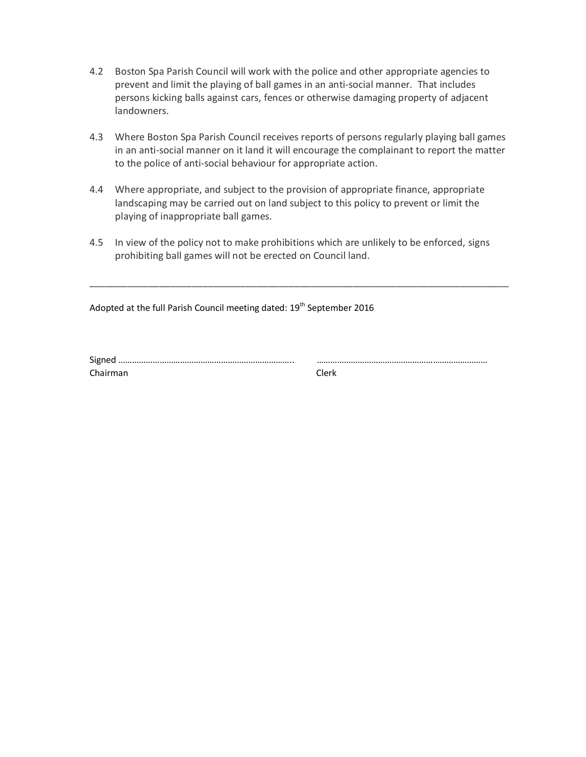4.2 Boston Spa Parish Council will work with the police and other appropriate agencies to prevent and limit the playing of ball games in an anti-social manner. That includes persons kicking balls against cars, fences or otherwise damaging property of adjacent landowners.

4.3 Where Boston Spa Parish Council receives reports of persons regularly playing ball games in an anti-social manner on it land it will encourage the complainant to report the matter to the police of anti-social behaviour for appropriate action.

4.4 Where appropriate, and subject to the provision of appropriate finance, appropriate landscaping may be carried out on land subject to this policy to prevent or limit the playing of inappropriate ball games.

4.5 In view of the policy not to make prohibitions which are unlikely to be enforced, signs prohibiting ball games will not be erected on Council land.

---

Adopted at the full Parish Council meeting dated: 19th September 2016

Signed ………………………………………………………………….. ………………………………………………………………

Chairman Clerk